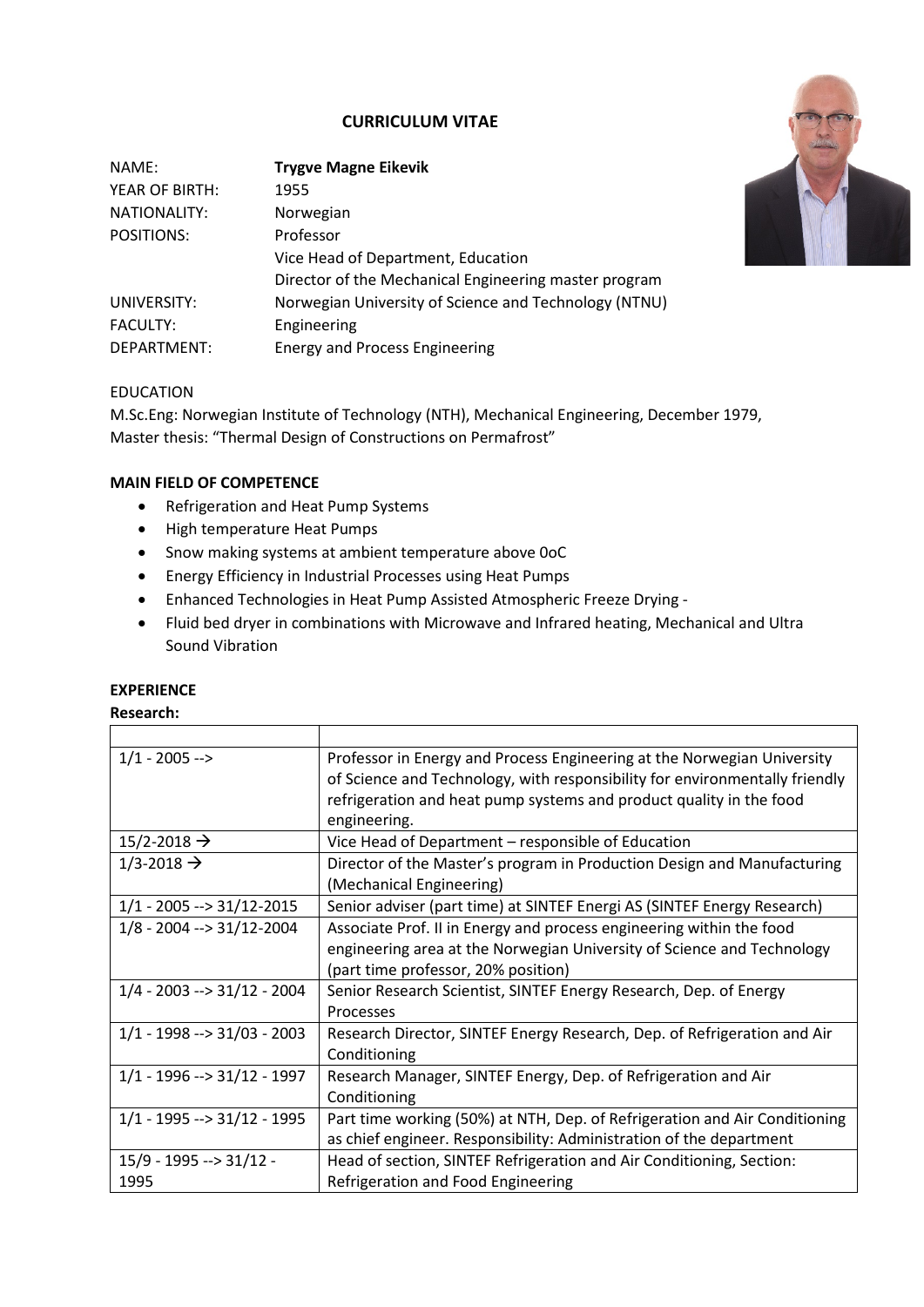# CURRICULUM VITAE

| | |
|---|---|
| NAME: | **Trygve Magne Eikevik** |
| YEAR OF BIRTH: | 1955 |
| NATIONALITY: | Norwegian |
| POSITIONS: | Professor<br>Vice Head of Department, Education<br>Director of the Mechanical Engineering master program |
| UNIVERSITY: | Norwegian University of Science and Technology (NTNU) |
| FACULTY: | Engineering |
| DEPARTMENT: | Energy and Process Engineering |

EDUCATION

M.Sc.Eng: Norwegian Institute of Technology (NTH), Mechanical Engineering, December 1979, Master thesis: "Thermal Design of Constructions on Permafrost"

**MAIN FIELD OF COMPETENCE**

- Refrigeration and Heat Pump Systems
- High temperature Heat Pumps
- Snow making systems at ambient temperature above 0oC
- Energy Efficiency in Industrial Processes using Heat Pumps
- Enhanced Technologies in Heat Pump Assisted Atmospheric Freeze Drying -
- Fluid bed dryer in combinations with Microwave and Infrared heating, Mechanical and Ultra Sound Vibration

**EXPERIENCE**

**Research:**

| | |
|---|---|
| 1/1 - 2005 --> | Professor in Energy and Process Engineering at the Norwegian University of Science and Technology, with responsibility for environmentally friendly refrigeration and heat pump systems and product quality in the food engineering. |
| 15/2-2018 → | Vice Head of Department – responsible of Education |
| 1/3-2018 → | Director of the Master's program in Production Design and Manufacturing (Mechanical Engineering) |
| 1/1 - 2005 --> 31/12-2015 | Senior adviser (part time) at SINTEF Energi AS (SINTEF Energy Research) |
| 1/8 - 2004 --> 31/12-2004 | Associate Prof. II in Energy and process engineering within the food engineering area at the Norwegian University of Science and Technology (part time professor, 20% position) |
| 1/4 - 2003 --> 31/12 - 2004 | Senior Research Scientist, SINTEF Energy Research, Dep. of Energy Processes |
| 1/1 - 1998 --> 31/03 - 2003 | Research Director, SINTEF Energy Research, Dep. of Refrigeration and Air Conditioning |
| 1/1 - 1996 --> 31/12 - 1997 | Research Manager, SINTEF Energy, Dep. of Refrigeration and Air Conditioning |
| 1/1 - 1995 --> 31/12 - 1995 | Part time working (50%) at NTH, Dep. of Refrigeration and Air Conditioning as chief engineer. Responsibility: Administration of the department |
| 15/9 - 1995 --> 31/12 - 1995 | Head of section, SINTEF Refrigeration and Air Conditioning, Section: Refrigeration and Food Engineering |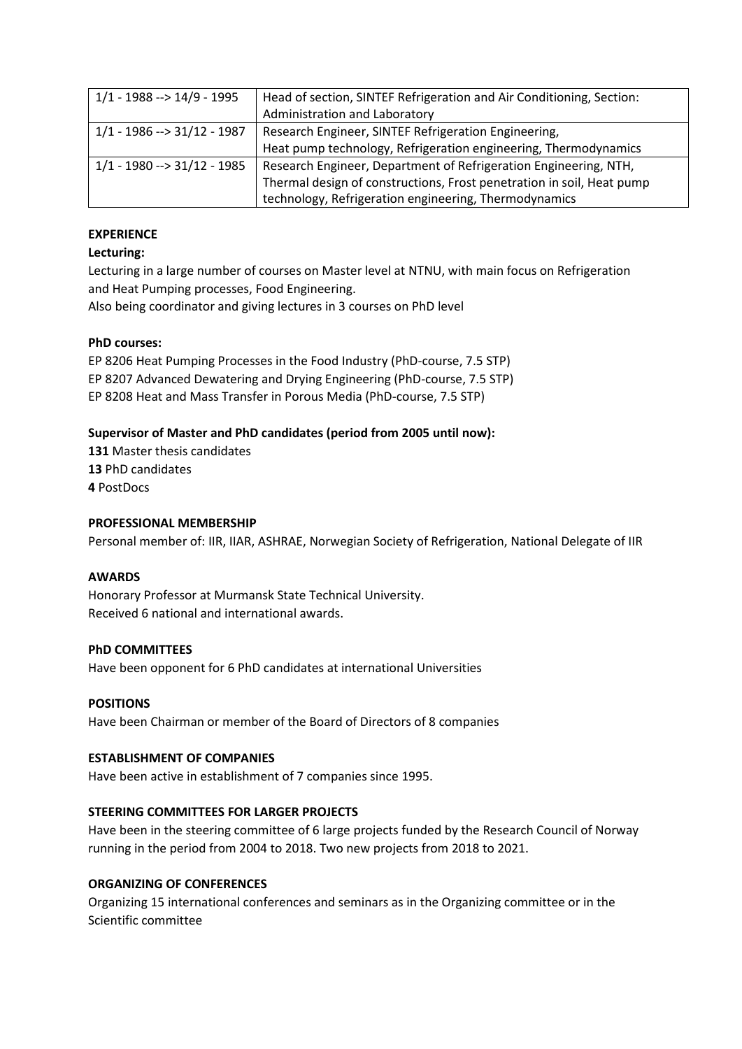| | |
|---|---|
| 1/1 - 1988 --> 14/9 - 1995 | Head of section, SINTEF Refrigeration and Air Conditioning, Section: Administration and Laboratory |
| 1/1 - 1986 --> 31/12 - 1987 | Research Engineer, SINTEF Refrigeration Engineering, Heat pump technology, Refrigeration engineering, Thermodynamics |
| 1/1 - 1980 --> 31/12 - 1985 | Research Engineer, Department of Refrigeration Engineering, NTH, Thermal design of constructions, Frost penetration in soil, Heat pump technology, Refrigeration engineering, Thermodynamics |

**EXPERIENCE**

**Lecturing:**

Lecturing in a large number of courses on Master level at NTNU, with main focus on Refrigeration and Heat Pumping processes, Food Engineering.
Also being coordinator and giving lectures in 3 courses on PhD level

**PhD courses:**

EP 8206 Heat Pumping Processes in the Food Industry (PhD-course, 7.5 STP)
EP 8207 Advanced Dewatering and Drying Engineering (PhD-course, 7.5 STP)
EP 8208 Heat and Mass Transfer in Porous Media (PhD-course, 7.5 STP)

**Supervisor of Master and PhD candidates (period from 2005 until now):**

**131** Master thesis candidates
**13** PhD candidates
**4** PostDocs

**PROFESSIONAL MEMBERSHIP**

Personal member of: IIR, IIAR, ASHRAE, Norwegian Society of Refrigeration, National Delegate of IIR

**AWARDS**

Honorary Professor at Murmansk State Technical University.
Received 6 national and international awards.

**PhD COMMITTEES**

Have been opponent for 6 PhD candidates at international Universities

**POSITIONS**

Have been Chairman or member of the Board of Directors of 8 companies

**ESTABLISHMENT OF COMPANIES**

Have been active in establishment of 7 companies since 1995.

**STEERING COMMITTEES FOR LARGER PROJECTS**

Have been in the steering committee of 6 large projects funded by the Research Council of Norway running in the period from 2004 to 2018. Two new projects from 2018 to 2021.

**ORGANIZING OF CONFERENCES**

Organizing 15 international conferences and seminars as in the Organizing committee or in the Scientific committee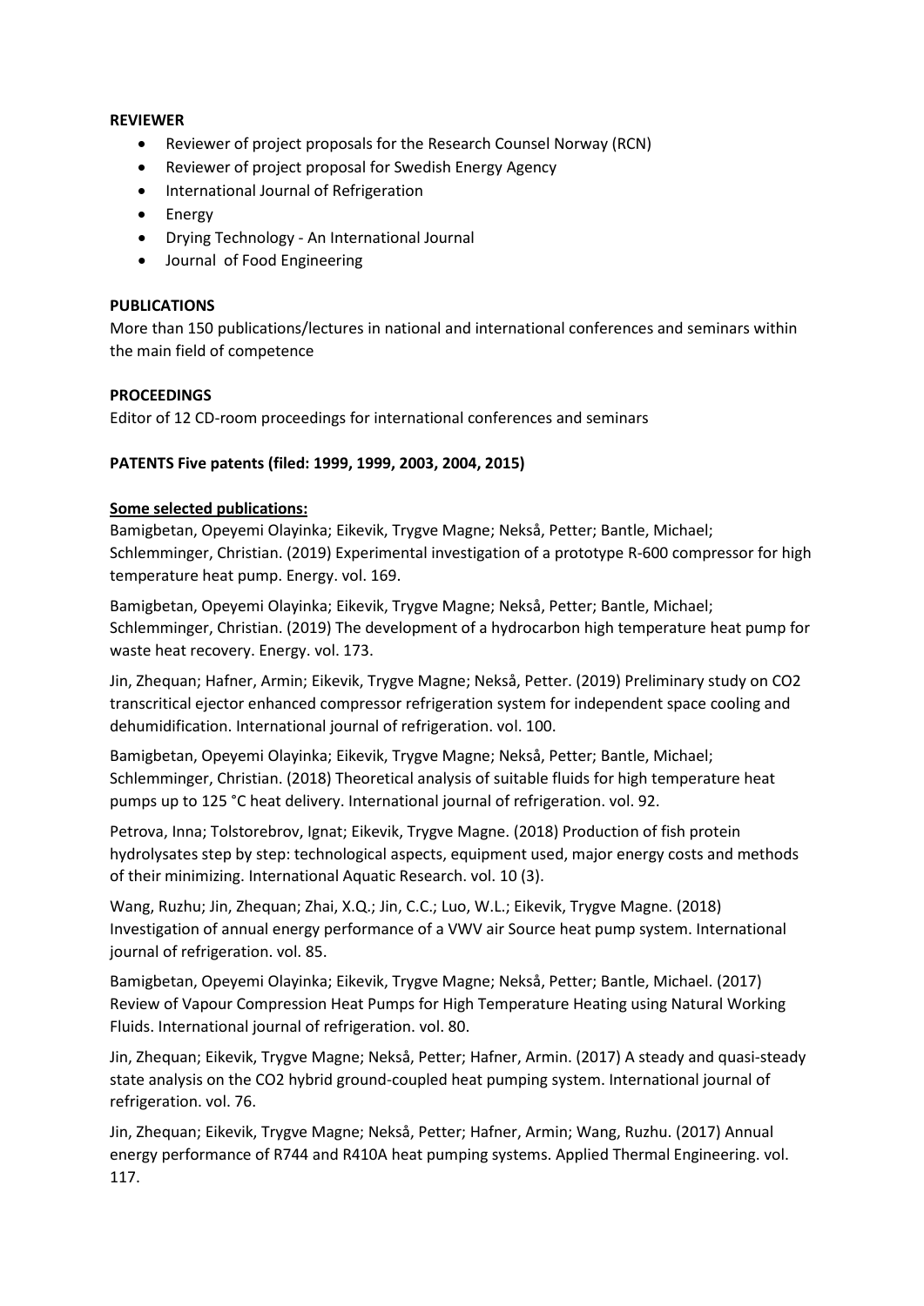**REVIEWER**

- Reviewer of project proposals for the Research Counsel Norway (RCN)
- Reviewer of project proposal for Swedish Energy Agency
- International Journal of Refrigeration
- Energy
- Drying Technology - An International Journal
- Journal of Food Engineering

**PUBLICATIONS**

More than 150 publications/lectures in national and international conferences and seminars within the main field of competence

**PROCEEDINGS**

Editor of 12 CD-room proceedings for international conferences and seminars

**PATENTS Five patents (filed: 1999, 1999, 2003, 2004, 2015)**

**Some selected publications:**

Bamigbetan, Opeyemi Olayinka; Eikevik, Trygve Magne; Nekså, Petter; Bantle, Michael; Schlemminger, Christian. (2019) Experimental investigation of a prototype R-600 compressor for high temperature heat pump. Energy. vol. 169.

Bamigbetan, Opeyemi Olayinka; Eikevik, Trygve Magne; Nekså, Petter; Bantle, Michael; Schlemminger, Christian. (2019) The development of a hydrocarbon high temperature heat pump for waste heat recovery. Energy. vol. 173.

Jin, Zhequan; Hafner, Armin; Eikevik, Trygve Magne; Nekså, Petter. (2019) Preliminary study on CO2 transcritical ejector enhanced compressor refrigeration system for independent space cooling and dehumidification. International journal of refrigeration. vol. 100.

Bamigbetan, Opeyemi Olayinka; Eikevik, Trygve Magne; Nekså, Petter; Bantle, Michael; Schlemminger, Christian. (2018) Theoretical analysis of suitable fluids for high temperature heat pumps up to 125 °C heat delivery. International journal of refrigeration. vol. 92.

Petrova, Inna; Tolstorebrov, Ignat; Eikevik, Trygve Magne. (2018) Production of fish protein hydrolysates step by step: technological aspects, equipment used, major energy costs and methods of their minimizing. International Aquatic Research. vol. 10 (3).

Wang, Ruzhu; Jin, Zhequan; Zhai, X.Q.; Jin, C.C.; Luo, W.L.; Eikevik, Trygve Magne. (2018) Investigation of annual energy performance of a VWV air Source heat pump system. International journal of refrigeration. vol. 85.

Bamigbetan, Opeyemi Olayinka; Eikevik, Trygve Magne; Nekså, Petter; Bantle, Michael. (2017) Review of Vapour Compression Heat Pumps for High Temperature Heating using Natural Working Fluids. International journal of refrigeration. vol. 80.

Jin, Zhequan; Eikevik, Trygve Magne; Nekså, Petter; Hafner, Armin. (2017) A steady and quasi-steady state analysis on the CO2 hybrid ground-coupled heat pumping system. International journal of refrigeration. vol. 76.

Jin, Zhequan; Eikevik, Trygve Magne; Nekså, Petter; Hafner, Armin; Wang, Ruzhu. (2017) Annual energy performance of R744 and R410A heat pumping systems. Applied Thermal Engineering. vol. 117.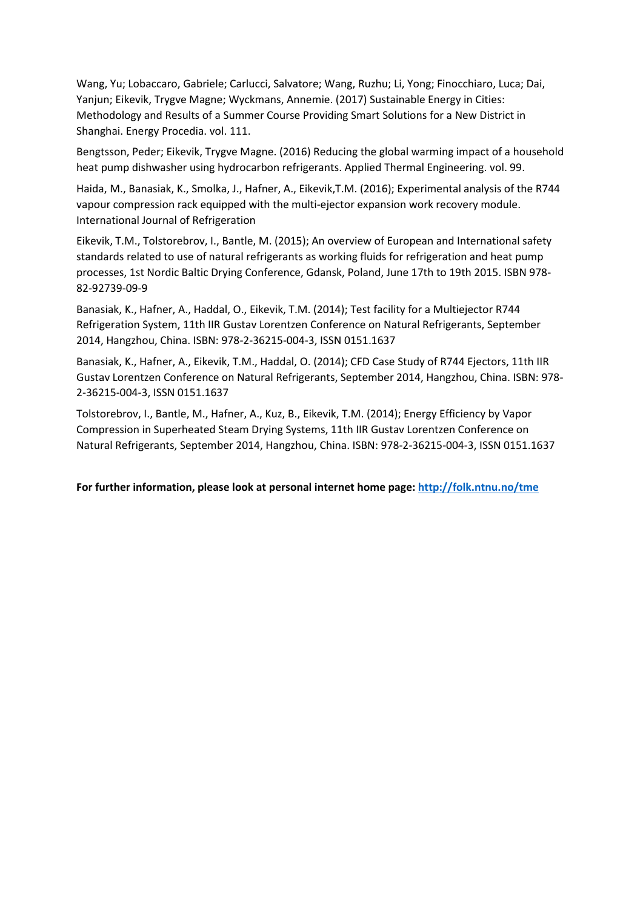Wang, Yu; Lobaccaro, Gabriele; Carlucci, Salvatore; Wang, Ruzhu; Li, Yong; Finocchiaro, Luca; Dai, Yanjun; Eikevik, Trygve Magne; Wyckmans, Annemie. (2017) Sustainable Energy in Cities: Methodology and Results of a Summer Course Providing Smart Solutions for a New District in Shanghai. Energy Procedia. vol. 111.

Bengtsson, Peder; Eikevik, Trygve Magne. (2016) Reducing the global warming impact of a household heat pump dishwasher using hydrocarbon refrigerants. Applied Thermal Engineering. vol. 99.

Haida, M., Banasiak, K., Smolka, J., Hafner, A., Eikevik,T.M. (2016); Experimental analysis of the R744 vapour compression rack equipped with the multi-ejector expansion work recovery module. International Journal of Refrigeration

Eikevik, T.M., Tolstorebrov, I., Bantle, M. (2015); An overview of European and International safety standards related to use of natural refrigerants as working fluids for refrigeration and heat pump processes, 1st Nordic Baltic Drying Conference, Gdansk, Poland, June 17th to 19th 2015. ISBN 978-82-92739-09-9

Banasiak, K., Hafner, A., Haddal, O., Eikevik, T.M. (2014); Test facility for a Multiejector R744 Refrigeration System, 11th IIR Gustav Lorentzen Conference on Natural Refrigerants, September 2014, Hangzhou, China. ISBN: 978-2-36215-004-3, ISSN 0151.1637

Banasiak, K., Hafner, A., Eikevik, T.M., Haddal, O. (2014); CFD Case Study of R744 Ejectors, 11th IIR Gustav Lorentzen Conference on Natural Refrigerants, September 2014, Hangzhou, China. ISBN: 978-2-36215-004-3, ISSN 0151.1637

Tolstorebrov, I., Bantle, M., Hafner, A., Kuz, B., Eikevik, T.M. (2014); Energy Efficiency by Vapor Compression in Superheated Steam Drying Systems, 11th IIR Gustav Lorentzen Conference on Natural Refrigerants, September 2014, Hangzhou, China. ISBN: 978-2-36215-004-3, ISSN 0151.1637

**For further information, please look at personal internet home page: [http://folk.ntnu.no/tme](http://folk.ntnu.no/tme)**